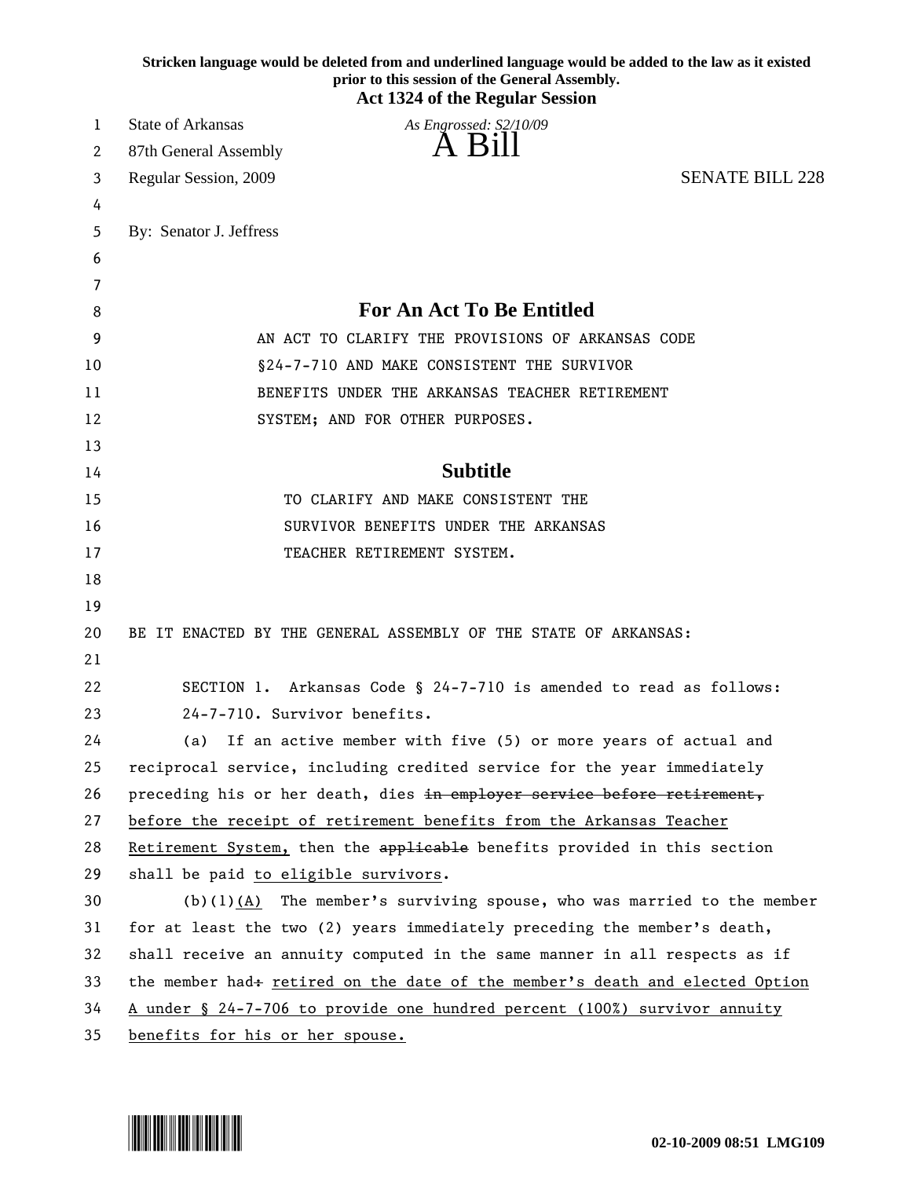**Stricken language would be deleted from and underlined language would be added to the law as it existed prior to this session of the General Assembly.**

**Act 1324 of the Regular Session**

State of Arkansas — *As Engrossed: S2/10/09*

87th General Assembly — A Bill

Regular Session, 2009 — SENATE BILL 228

By: Senator J. Jeffress

## For An Act To Be Entitled

AN ACT TO CLARIFY THE PROVISIONS OF ARKANSAS CODE §24-7-710 AND MAKE CONSISTENT THE SURVIVOR BENEFITS UNDER THE ARKANSAS TEACHER RETIREMENT SYSTEM; AND FOR OTHER PURPOSES.

## Subtitle

TO CLARIFY AND MAKE CONSISTENT THE SURVIVOR BENEFITS UNDER THE ARKANSAS TEACHER RETIREMENT SYSTEM.

BE IT ENACTED BY THE GENERAL ASSEMBLY OF THE STATE OF ARKANSAS:

SECTION 1. Arkansas Code § 24-7-710 is amended to read as follows:

24-7-710. Survivor benefits.

(a) If an active member with five (5) or more years of actual and reciprocal service, including credited service for the year immediately preceding his or her death, dies ~~in employer service before retirement,~~ <u>before the receipt of retirement benefits from the Arkansas Teacher Retirement System,</u> then the ~~applicable~~ benefits provided in this section shall be paid <u>to eligible survivors</u>.

(b)(1)<u>(A)</u> The member's surviving spouse, who was married to the member for at least the two (2) years immediately preceding the member's death, shall receive an annuity computed in the same manner in all respects as if the member had~~:~~ <u>retired on the date of the member's death and elected Option A under § 24-7-706 to provide one hundred percent (100%) survivor annuity benefits for his or her spouse.</u>

02-10-2009 08:51 LMG109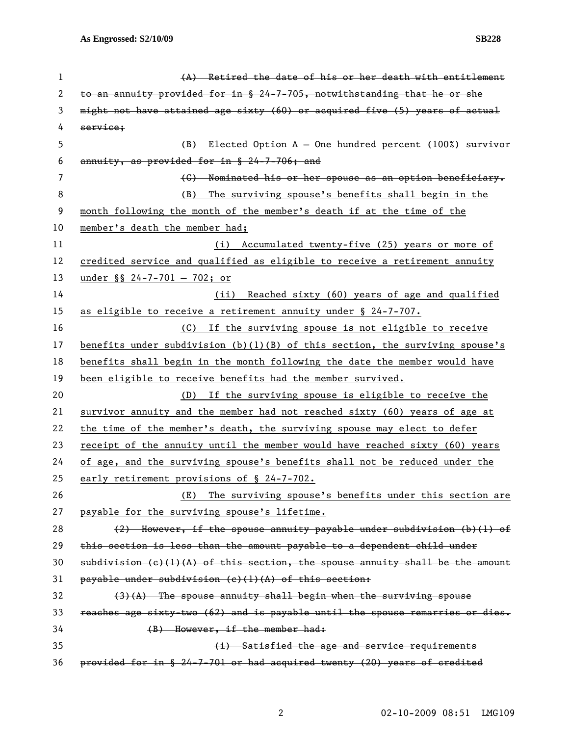~~(A) Retired the date of his or her death with entitlement to an annuity provided for in § 24-7-705, notwithstanding that he or she might not have attained age sixty (60) or acquired five (5) years of actual service;~~

~~(B) Elected Option A — One hundred percent (100%) survivor annuity, as provided for in § 24-7-706; and~~

~~(C) Nominated his or her spouse as an option beneficiary.~~

<u>(B) The surviving spouse's benefits shall begin in the month following the month of the member's death if at the time of the member's death the member had;</u>

<u>(i) Accumulated twenty-five (25) years or more of credited service and qualified as eligible to receive a retirement annuity under §§ 24-7-701 — 702; or</u>

<u>(ii) Reached sixty (60) years of age and qualified as eligible to receive a retirement annuity under § 24-7-707.</u>

<u>(C) If the surviving spouse is not eligible to receive benefits under subdivision (b)(1)(B) of this section, the surviving spouse's benefits shall begin in the month following the date the member would have been eligible to receive benefits had the member survived.</u>

<u>(D) If the surviving spouse is eligible to receive the survivor annuity and the member had not reached sixty (60) years of age at the time of the member's death, the surviving spouse may elect to defer receipt of the annuity until the member would have reached sixty (60) years of age, and the surviving spouse's benefits shall not be reduced under the early retirement provisions of § 24-7-702.</u>

<u>(E) The surviving spouse's benefits under this section are payable for the surviving spouse's lifetime.</u>

~~(2) However, if the spouse annuity payable under subdivision (b)(1) of this section is less than the amount payable to a dependent child under subdivision (c)(1)(A) of this section, the spouse annuity shall be the amount payable under subdivision (c)(1)(A) of this section.~~

~~(3)(A) The spouse annuity shall begin when the surviving spouse reaches age sixty-two (62) and is payable until the spouse remarries or dies.~~

~~(B) However, if the member had:~~

~~(i) Satisfied the age and service requirements provided for in § 24-7-701 or had acquired twenty (20) years of credited~~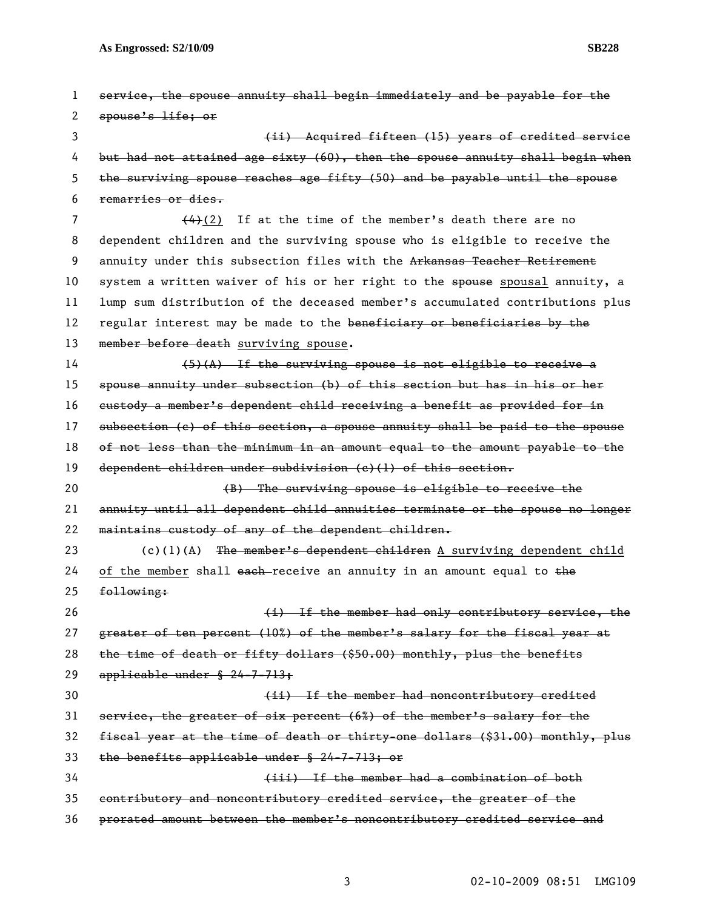service, the spouse annuity shall begin immediately and be payable for the spouse's life; or

(ii) Acquired fifteen (15) years of credited service but had not attained age sixty (60), then the spouse annuity shall begin when the surviving spouse reaches age fifty (50) and be payable until the spouse remarries or dies.

(4)(2) If at the time of the member's death there are no dependent children and the surviving spouse who is eligible to receive the annuity under this subsection files with the Arkansas Teacher Retirement system a written waiver of his or her right to the spouse spousal annuity, a lump sum distribution of the deceased member's accumulated contributions plus regular interest may be made to the beneficiary or beneficiaries by the member before death surviving spouse.

(5)(A) If the surviving spouse is not eligible to receive a spouse annuity under subsection (b) of this section but has in his or her custody a member's dependent child receiving a benefit as provided for in subsection (c) of this section, a spouse annuity shall be paid to the spouse of not less than the minimum in an amount equal to the amount payable to the dependent children under subdivision (c)(1) of this section.

(B) The surviving spouse is eligible to receive the annuity until all dependent child annuities terminate or the spouse no longer maintains custody of any of the dependent children.

(c)(1)(A) The member's dependent children A surviving dependent child of the member shall each receive an annuity in an amount equal to the following:

(i) If the member had only contributory service, the greater of ten percent (10%) of the member's salary for the fiscal year at the time of death or fifty dollars ($50.00) monthly, plus the benefits applicable under § 24-7-713;

(ii) If the member had noncontributory credited service, the greater of six percent (6%) of the member's salary for the fiscal year at the time of death or thirty-one dollars ($31.00) monthly, plus the benefits applicable under § 24-7-713; or

(iii) If the member had a combination of both contributory and noncontributory credited service, the greater of the prorated amount between the member's noncontributory credited service and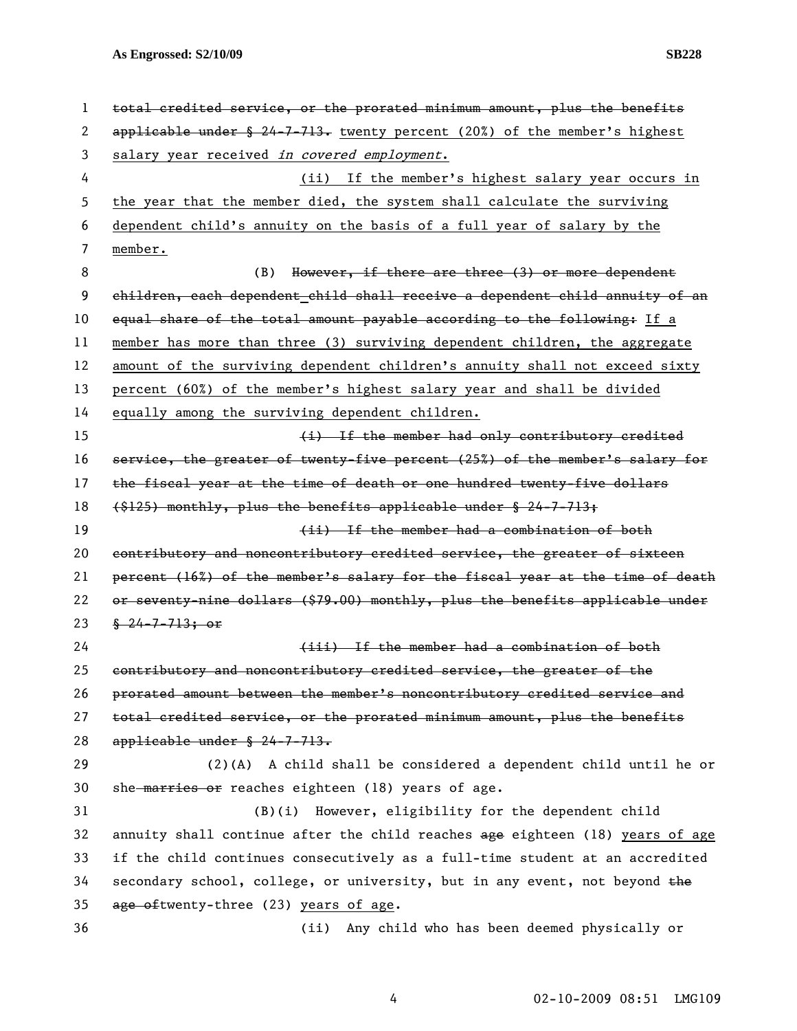~~total credited service, or the prorated minimum amount, plus the benefits applicable under § 24-7-713.~~ <u>twenty percent (20%) of the member's highest salary year received</u> *in covered employment*.

(ii) <u>If the member's highest salary year occurs in the year that the member died, the system shall calculate the surviving dependent child's annuity on the basis of a full year of salary by the member.</u>

(B) ~~However, if there are three (3) or more dependent children, each dependent child shall receive a dependent child annuity of an equal share of the total amount payable according to the following:~~ <u>If a member has more than three (3) surviving dependent children, the aggregate amount of the surviving dependent children's annuity shall not exceed sixty percent (60%) of the member's highest salary year and shall be divided equally among the surviving dependent children.</u>

~~(i) If the member had only contributory credited service, the greater of twenty-five percent (25%) of the member's salary for the fiscal year at the time of death or one hundred twenty-five dollars ($125) monthly, plus the benefits applicable under § 24-7-713;~~

~~(ii) If the member had a combination of both contributory and noncontributory credited service, the greater of sixteen percent (16%) of the member's salary for the fiscal year at the time of death or seventy-nine dollars ($79.00) monthly, plus the benefits applicable under § 24-7-713; or~~

~~(iii) If the member had a combination of both contributory and noncontributory credited service, the greater of the prorated amount between the member's noncontributory credited service and total credited service, or the prorated minimum amount, plus the benefits applicable under § 24-7-713.~~

(2)(A) A child shall be considered a dependent child until he or she ~~marries or~~ reaches eighteen (18) years of age.

(B)(i) However, eligibility for the dependent child annuity shall continue after the child reaches ~~age~~ eighteen (18) <u>years of age</u> if the child continues consecutively as a full-time student at an accredited secondary school, college, or university, but in any event, not beyond ~~the age of~~twenty-three (23) <u>years of age</u>.

(ii) Any child who has been deemed physically or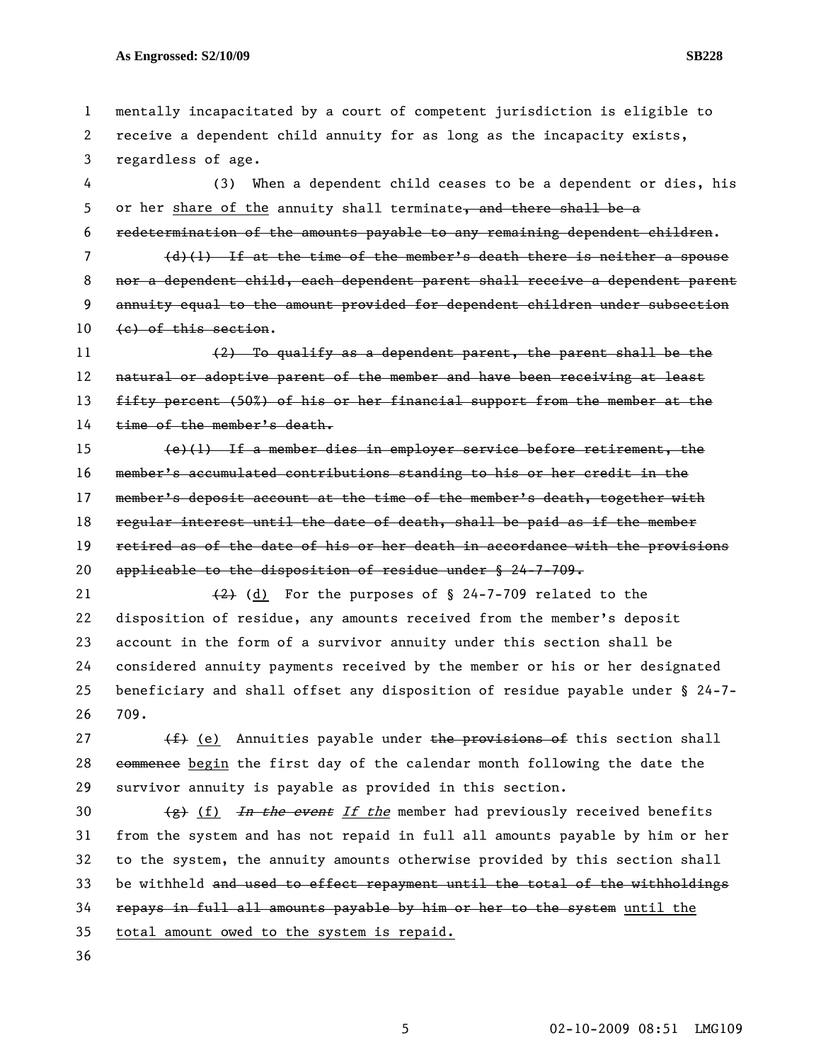mentally incapacitated by a court of competent jurisdiction is eligible to receive a dependent child annuity for as long as the incapacity exists, regardless of age.

(3) When a dependent child ceases to be a dependent or dies, his or her share of the annuity shall terminate~~, and there shall be a redetermination of the amounts payable to any remaining dependent children~~.

~~(d)(1) If at the time of the member's death there is neither a spouse nor a dependent child, each dependent parent shall receive a dependent parent annuity equal to the amount provided for dependent children under subsection (c) of this section.~~

~~(2) To qualify as a dependent parent, the parent shall be the natural or adoptive parent of the member and have been receiving at least fifty percent (50%) of his or her financial support from the member at the time of the member's death.~~

~~(e)(1) If a member dies in employer service before retirement, the member's accumulated contributions standing to his or her credit in the member's deposit account at the time of the member's death, together with regular interest until the date of death, shall be paid as if the member retired as of the date of his or her death in accordance with the provisions applicable to the disposition of residue under § 24-7-709.~~

~~(2)~~ (d) For the purposes of § 24-7-709 related to the disposition of residue, any amounts received from the member's deposit account in the form of a survivor annuity under this section shall be considered annuity payments received by the member or his or her designated beneficiary and shall offset any disposition of residue payable under § 24-7-709.

~~(f)~~ (e) Annuities payable under ~~the provisions of~~ this section shall ~~commence~~ begin the first day of the calendar month following the date the survivor annuity is payable as provided in this section.

~~(g)~~ (f) ~~*In the event*~~ *If the* member had previously received benefits from the system and has not repaid in full all amounts payable by him or her to the system, the annuity amounts otherwise provided by this section shall be withheld ~~and used to effect repayment until the total of the withholdings repays in full all amounts payable by him or her to the system~~ until the total amount owed to the system is repaid.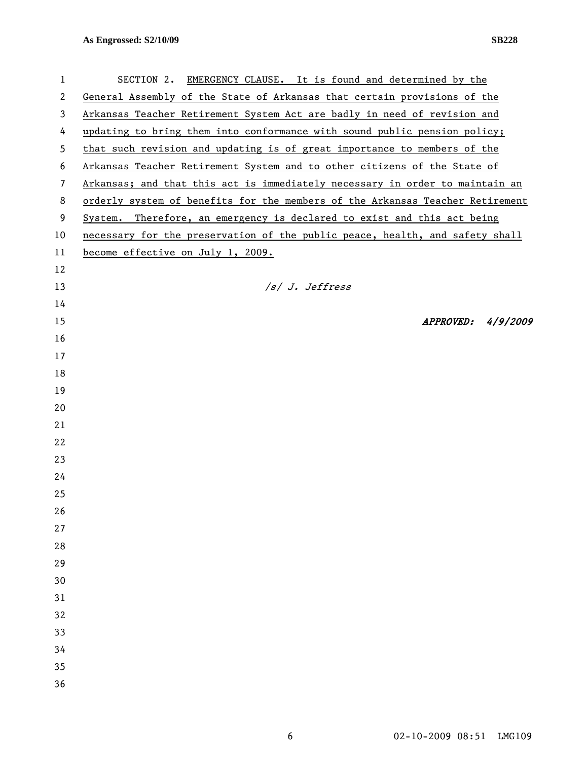SECTION 2. EMERGENCY CLAUSE. It is found and determined by the General Assembly of the State of Arkansas that certain provisions of the Arkansas Teacher Retirement System Act are badly in need of revision and updating to bring them into conformance with sound public pension policy; that such revision and updating is of great importance to members of the Arkansas Teacher Retirement System and to other citizens of the State of Arkansas; and that this act is immediately necessary in order to maintain an orderly system of benefits for the members of the Arkansas Teacher Retirement System. Therefore, an emergency is declared to exist and this act being necessary for the preservation of the public peace, health, and safety shall become effective on July 1, 2009.

*/s/ J. Jeffress*

***APPROVED: 4/9/2009***